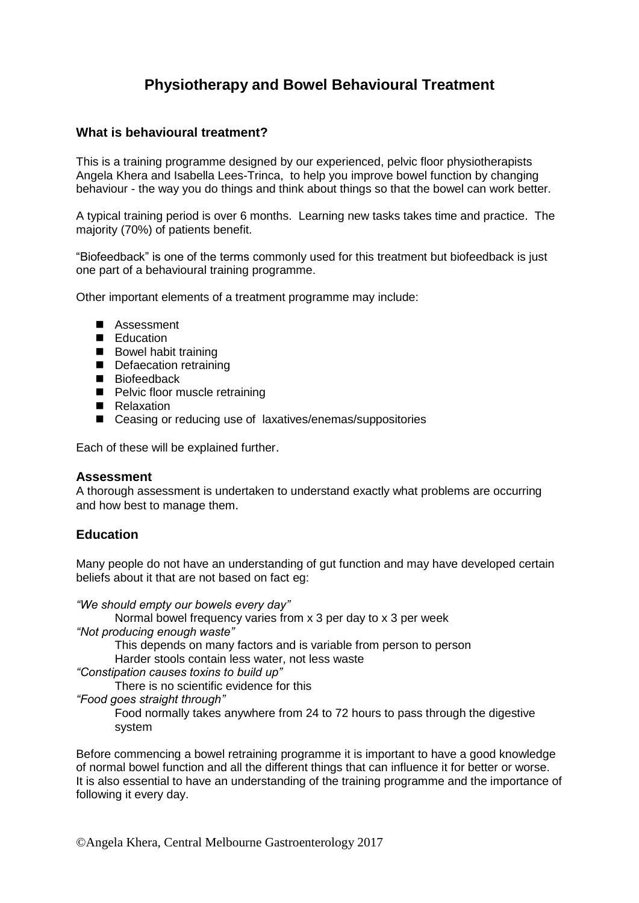# Physiotherapy and Bowel Behavioural Treatment

### What is behavioural treatment?

This is a training programme designed by our experienced, pelvic floor physiotherapists Angela Khera and Isabella Lees-Trinca, to help you improve bowel function by changing behaviour - the way you do things and think about things so that the bowel can work better.

A typical training period is over 6 months. Learning new tasks takes time and practice. The majority (70%) of patients benefit.

"Biofeedback" is one of the terms commonly used for this treatment but biofeedback is just one part of a behavioural training programme.

Other important elements of a treatment programme may include:

- Assessment
- Education
- Bowel habit training
- Defaecation retraining
- Biofeedback
- Pelvic floor muscle retraining
- Relaxation
- Ceasing or reducing use of laxatives/enemas/suppositories

Each of these will be explained further.

### Assessment

A thorough assessment is undertaken to understand exactly what problems are occurring and how best to manage them.

### Education

Many people do not have an understanding of gut function and may have developed certain beliefs about it that are not based on fact eg:

*"We should empty our bowels every day"*

Normal bowel frequency varies from x 3 per day to x 3 per week

*"Not producing enough waste"*

This depends on many factors and is variable from person to person
Harder stools contain less water, not less waste

*"Constipation causes toxins to build up"*

There is no scientific evidence for this

*"Food goes straight through"*

Food normally takes anywhere from 24 to 72 hours to pass through the digestive system

Before commencing a bowel retraining programme it is important to have a good knowledge of normal bowel function and all the different things that can influence it for better or worse. It is also essential to have an understanding of the training programme and the importance of following it every day.

©Angela Khera, Central Melbourne Gastroenterology 2017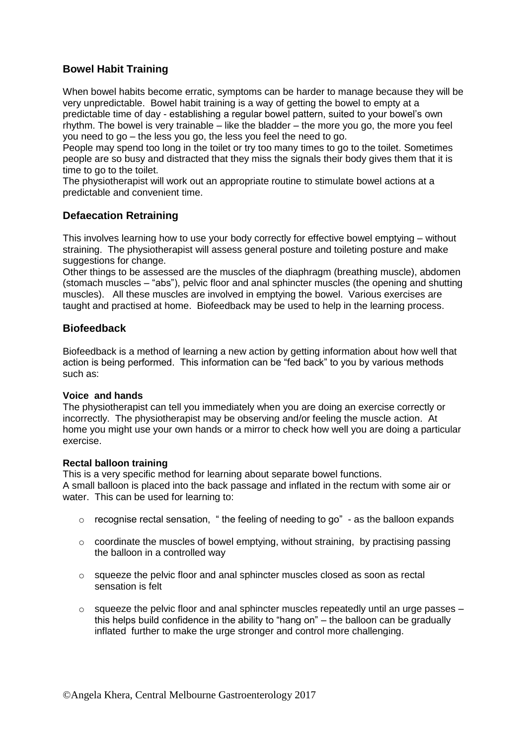## Bowel Habit Training

When bowel habits become erratic, symptoms can be harder to manage because they will be very unpredictable. Bowel habit training is a way of getting the bowel to empty at a predictable time of day - establishing a regular bowel pattern, suited to your bowel's own rhythm. The bowel is very trainable – like the bladder – the more you go, the more you feel you need to go – the less you go, the less you feel the need to go.

People may spend too long in the toilet or try too many times to go to the toilet. Sometimes people are so busy and distracted that they miss the signals their body gives them that it is time to go to the toilet.

The physiotherapist will work out an appropriate routine to stimulate bowel actions at a predictable and convenient time.

## Defaecation Retraining

This involves learning how to use your body correctly for effective bowel emptying – without straining. The physiotherapist will assess general posture and toileting posture and make suggestions for change.

Other things to be assessed are the muscles of the diaphragm (breathing muscle), abdomen (stomach muscles – "abs"), pelvic floor and anal sphincter muscles (the opening and shutting muscles). All these muscles are involved in emptying the bowel. Various exercises are taught and practised at home. Biofeedback may be used to help in the learning process.

## Biofeedback

Biofeedback is a method of learning a new action by getting information about how well that action is being performed. This information can be "fed back" to you by various methods such as:

#### Voice and hands

The physiotherapist can tell you immediately when you are doing an exercise correctly or incorrectly. The physiotherapist may be observing and/or feeling the muscle action. At home you might use your own hands or a mirror to check how well you are doing a particular exercise.

#### Rectal balloon training

This is a very specific method for learning about separate bowel functions.
A small balloon is placed into the back passage and inflated in the rectum with some air or water. This can be used for learning to:

- recognise rectal sensation, " the feeling of needing to go" - as the balloon expands
- coordinate the muscles of bowel emptying, without straining, by practising passing the balloon in a controlled way
- squeeze the pelvic floor and anal sphincter muscles closed as soon as rectal sensation is felt
- squeeze the pelvic floor and anal sphincter muscles repeatedly until an urge passes – this helps build confidence in the ability to "hang on" – the balloon can be gradually inflated further to make the urge stronger and control more challenging.

©Angela Khera, Central Melbourne Gastroenterology 2017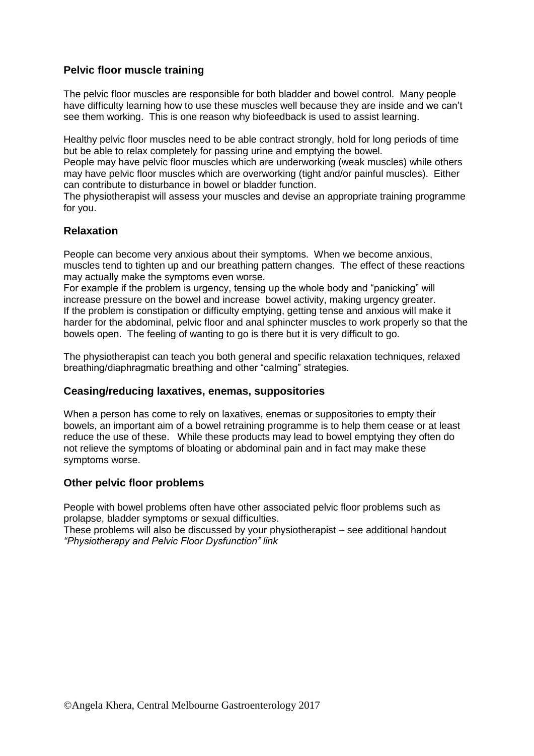## Pelvic floor muscle training

The pelvic floor muscles are responsible for both bladder and bowel control. Many people have difficulty learning how to use these muscles well because they are inside and we can't see them working. This is one reason why biofeedback is used to assist learning.

Healthy pelvic floor muscles need to be able contract strongly, hold for long periods of time but be able to relax completely for passing urine and emptying the bowel.
People may have pelvic floor muscles which are underworking (weak muscles) while others may have pelvic floor muscles which are overworking (tight and/or painful muscles). Either can contribute to disturbance in bowel or bladder function.
The physiotherapist will assess your muscles and devise an appropriate training programme for you.

## Relaxation

People can become very anxious about their symptoms. When we become anxious, muscles tend to tighten up and our breathing pattern changes. The effect of these reactions may actually make the symptoms even worse.
For example if the problem is urgency, tensing up the whole body and "panicking" will increase pressure on the bowel and increase bowel activity, making urgency greater.
If the problem is constipation or difficulty emptying, getting tense and anxious will make it harder for the abdominal, pelvic floor and anal sphincter muscles to work properly so that the bowels open. The feeling of wanting to go is there but it is very difficult to go.

The physiotherapist can teach you both general and specific relaxation techniques, relaxed breathing/diaphragmatic breathing and other "calming" strategies.

## Ceasing/reducing laxatives, enemas, suppositories

When a person has come to rely on laxatives, enemas or suppositories to empty their bowels, an important aim of a bowel retraining programme is to help them cease or at least reduce the use of these. While these products may lead to bowel emptying they often do not relieve the symptoms of bloating or abdominal pain and in fact may make these symptoms worse.

## Other pelvic floor problems

People with bowel problems often have other associated pelvic floor problems such as prolapse, bladder symptoms or sexual difficulties.
These problems will also be discussed by your physiotherapist – see additional handout *"Physiotherapy and Pelvic Floor Dysfunction" link*

©Angela Khera, Central Melbourne Gastroenterology 2017